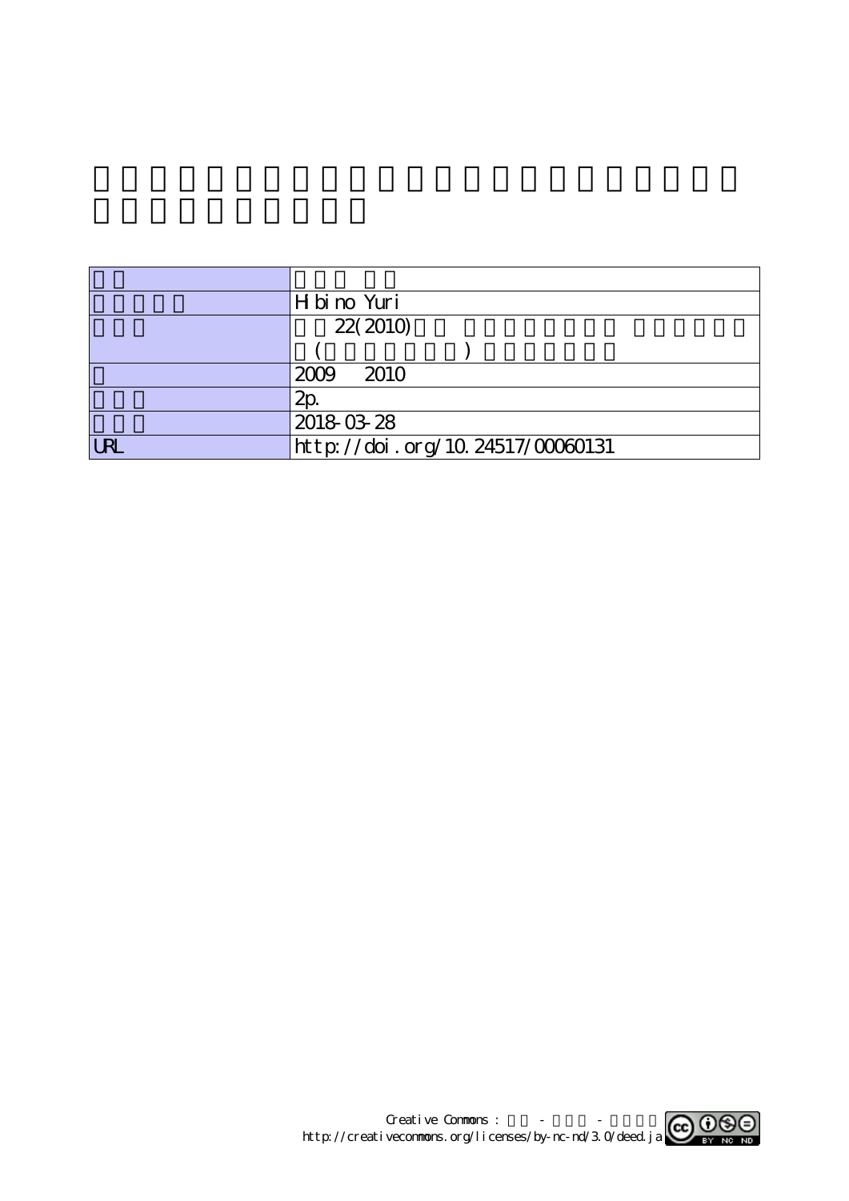| | |
|---|---|
| | |
| | Hibino Yuri |
| | 22(2010) ( ) |
| | 2009 2010 |
| | 2p. |
| | 2018-03-28 |
| URL | http://doi.org/10.24517/00060131 |

Creative Commons : - - 
http://creativecommons.org/licenses/by-nc-nd/3.0/deed.ja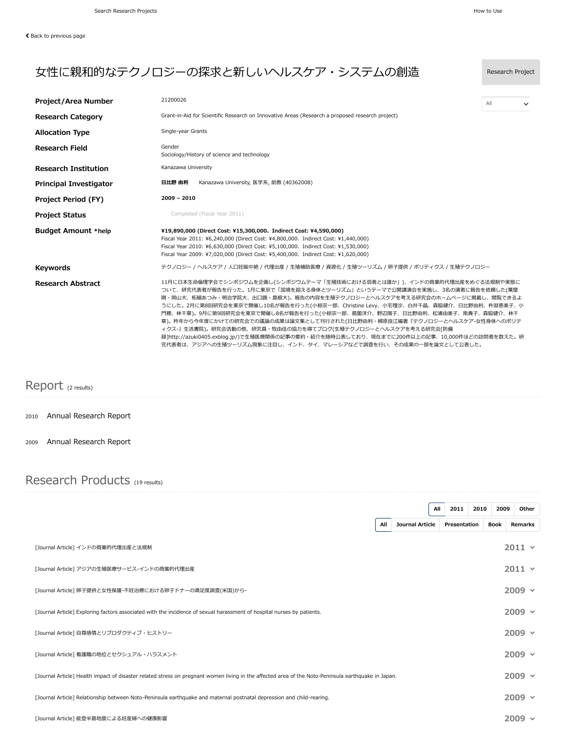Search Research Projects　　How to Use

Back to previous page

# 女性に親和的なテクノロジーの探求と新しいヘルスケア・システムの創造

Research Project

| | |
|---|---|
| **Project/Area Number** | 21200026 |
| **Research Category** | Grant-in-Aid for Scientific Research on Innovative Areas (Research a proposed research project) |
| **Allocation Type** | Single-year Grants |
| **Research Field** | Gender<br>Sociology/History of science and technology |
| **Research Institution** | Kanazawa University |
| **Principal Investigator** | **日比野 由利**　Kanazawa University, 医学系, 助教 (40362008) |
| **Project Period (FY)** | **2009 – 2010** |
| **Project Status** | Completed (Fiscal Year 2011) |
| **Budget Amount \*help** | **¥19,890,000 (Direct Cost: ¥15,300,000、Indirect Cost: ¥4,590,000)**<br>Fiscal Year 2011: ¥6,240,000 (Direct Cost: ¥4,800,000、Indirect Cost: ¥1,440,000)<br>Fiscal Year 2010: ¥6,630,000 (Direct Cost: ¥5,100,000、Indirect Cost: ¥1,530,000)<br>Fiscal Year 2009: ¥7,020,000 (Direct Cost: ¥5,400,000、Indirect Cost: ¥1,620,000) |
| **Keywords** | テクノロジー / ヘルスケア / 人口妊娠中絶 / 代理出産 / 生殖補助医療 / 資源化 / 生殖ツーリズム / 卵子提供 / ポリティクス / 生殖テクノロジー |
| **Research Abstract** | 11月に日本生命倫理学会でシンポジウムを企画し(シンポジウムテーマ「生殖技術における弱者とは誰か」)、インドの商業的代理出産をめぐる法規制や実態について、研究代表者が報告を行った。1月に東京で「国境を超える身体とツーリズム」というテーマで公開講演会を実施し、3名の演者に報告を依頼した(粟屋剛・岡山大、柘植あづみ・明治学院大、出口顕・島根大)。報告の内容を生殖テクノロジーとヘルスケアを考える研究会のホームページに掲載し、閲覧できるようにした。2月に第8回研究会を東京で開催し10名が報告を行った(小椋宗一郎、Christine Levy、小宅理沙、白井千晶、森脇健介、日比野由利、杵淵恵美子、小門穂、林千章)。9月に第9回研究会を東京で開催し8名が報告を行った(小椋宗一郎、島薗洋介、野辺陽子、日比野由利、松浦由美子、南貴子、森脇健介、林千章)。昨年から今年度にかけての研究会での議論の成果は論文集として刊行された(日比野由利・柳原良江編著『テクノロジーとヘルスケア-女性身体へのポリティクス-』生活書院)。研究会活動の他、研究員・牧由佳の協力を得てブログ(生殖テクノロジーとヘルスケアを考える研究会[防備録]http://azuki0405.exblog.jp/)で生殖医療関係の記事の要約・紹介を随時公表しており、現在までに200件以上の記事、10,000件ほどの訪問者を数えた。研究代表者は、アジアへの生殖ツーリズム現象に注目し、インド、タイ、マレーシアなどで調査を行い、その成果の一部を論文として公表した。 |

## Report (2 results)

- 2010 Annual Research Report
- 2009 Annual Research Report

## Research Products (19 results)

All | 2011 | 2010 | 2009 | Other

All | Journal Article | Presentation | Book | Remarks

- [Journal Article] インドの商業的代理出産と法規制 — 2011
- [Journal Article] アジアの生殖医療サービス-インドの商業的代理出産 — 2011
- [Journal Article] 卵子提供と女性保護-不妊治療における卵子ドナーの満足度調査(米国)から- — 2009
- [Journal Article] Exploring factors associated with the incidence of sexual harassment of hospital nurses by patients. — 2009
- [Journal Article] 自尊感情とリプロダクティブ・ヒストリー — 2009
- [Journal Article] 看護職の地位とセクシュアル・ハラスメント — 2009
- [Journal Article] Health impact of disaster related stress on pregnant women living in the affected area of the Noto-Peninsula earthquake in Japan. — 2009
- [Journal Article] Relationship between Noto-Peninsula earthquake and maternal postnatal depression and child-rearing. — 2009
- [Journal Article] 能登半島地震による妊産婦への健康影響 — 2009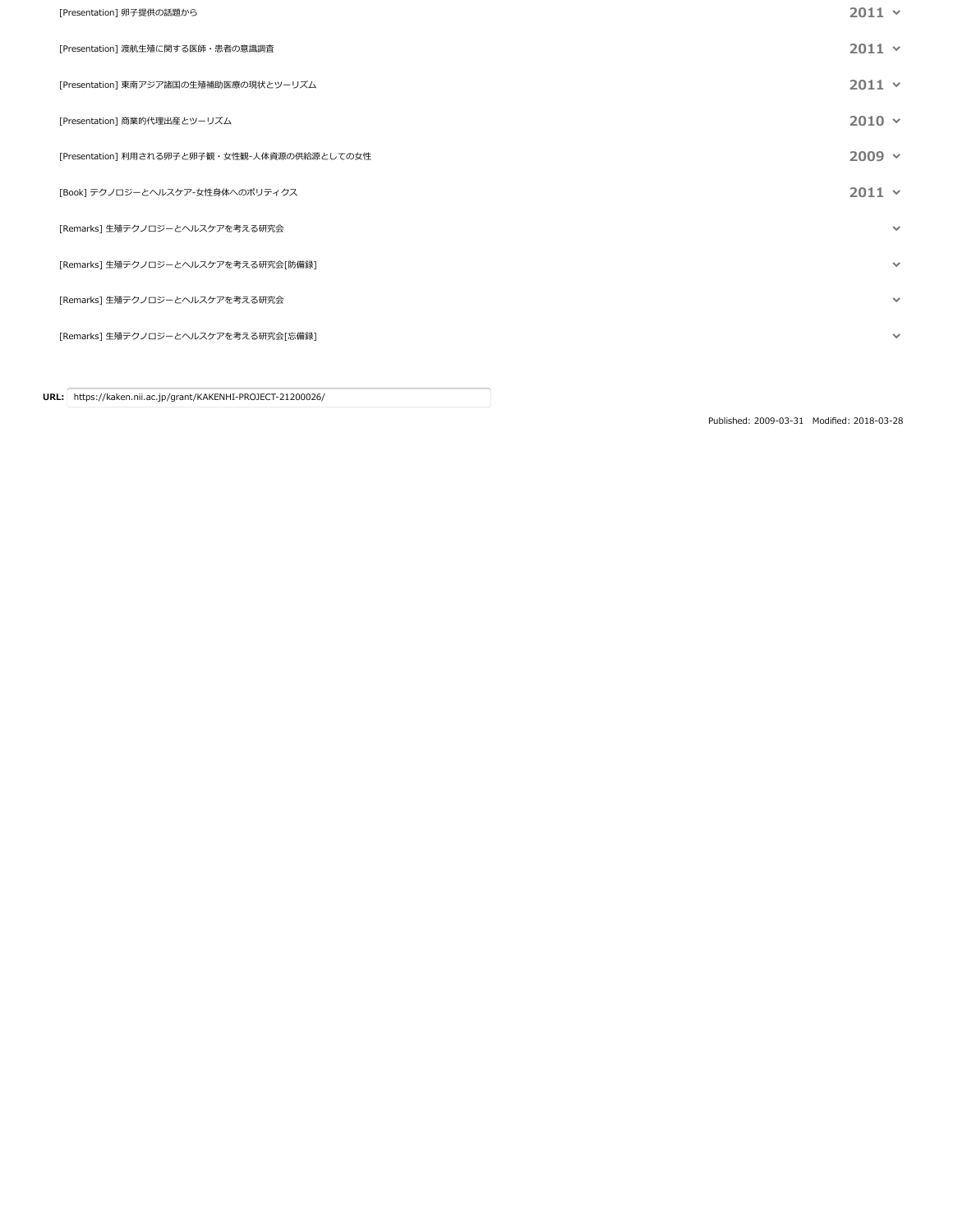[Presentation] 卵子提供の話題から 2011

[Presentation] 渡航生殖に関する医師・患者の意識調査 2011

[Presentation] 東南アジア諸国の生殖補助医療の現状とツーリズム 2011

[Presentation] 商業的代理出産とツーリズム 2010

[Presentation] 利用される卵子と卵子観・女性観-人体資源の供給源としての女性 2009

[Book] テクノロジーとヘルスケア-女性身体へのポリティクス 2011

[Remarks] 生殖テクノロジーとヘルスケアを考える研究会

[Remarks] 生殖テクノロジーとヘルスケアを考える研究会[防備録]

[Remarks] 生殖テクノロジーとヘルスケアを考える研究会

[Remarks] 生殖テクノロジーとヘルスケアを考える研究会[忘備録]

**URL:** https://kaken.nii.ac.jp/grant/KAKENHI-PROJECT-21200026/

Published: 2009-03-31 Modified: 2018-03-28